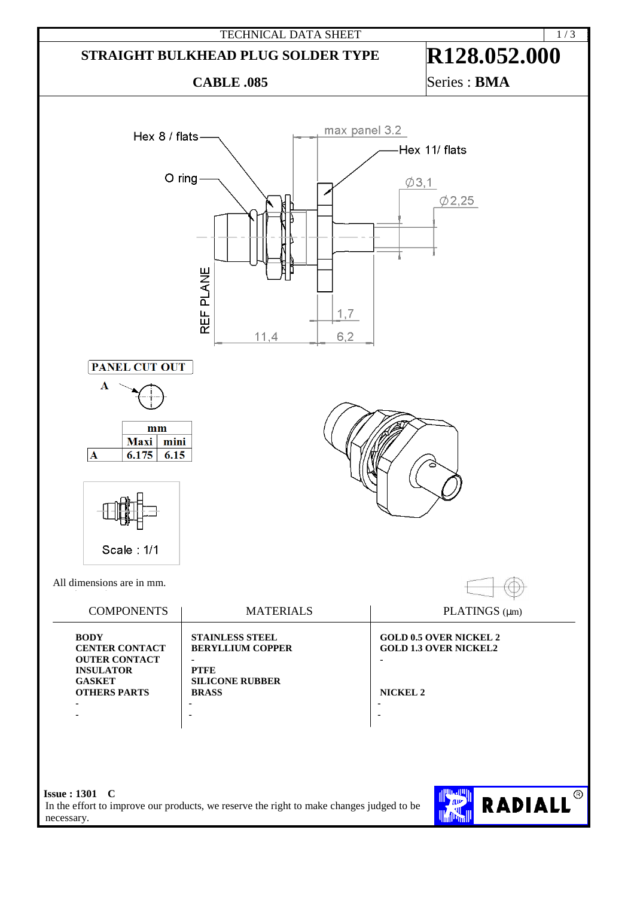TECHNICAL DATA SHEET

# STRAIGHT BULKHEAD PLUG SOLDER TYPE

## CABLE .085

# R128.052.000

Series : **BMA**

Hex 8 / flats

max panel 3.2

Hex 11/ flats

O ring

Ø3,1

Ø2,25

REF PLANE

1,7

11,4

6,2

**PANEL CUT OUT**

|  | mm |  |
|---|---|---|
|  | **Maxi** | **mini** |
| **A** | **6.175** | **6.15** |

Scale : 1/1

All dimensions are in mm.

| COMPONENTS | MATERIALS | PLATINGS (µm) |
|---|---|---|
| **BODY** | **STAINLESS STEEL** | **GOLD 0.5 OVER NICKEL 2** |
| **CENTER CONTACT** | **BERYLLIUM COPPER** | **GOLD 1.3 OVER NICKEL2** |
| **OUTER CONTACT** | **-** | **-** |
| **INSULATOR** | **PTFE** |  |
| **GASKET** | **SILICONE RUBBER** |  |
| **OTHERS PARTS** | **BRASS** | **NICKEL 2** |
| - | - | - |
| - | - | - |

**Issue : 1301 C**

In the effort to improve our products, we reserve the right to make changes judged to be necessary.

RADIALL®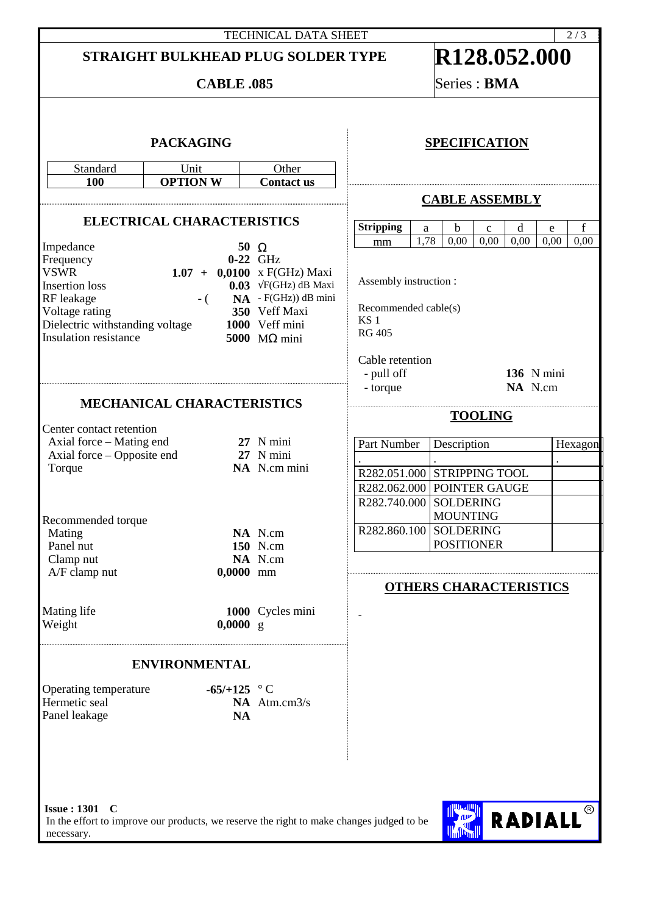# STRAIGHT BULKHEAD PLUG SOLDER TYPE

**R128.052.000**

**CABLE .085**

Series : **BMA**

## PACKAGING

| Standard | Unit | Other |
|---|---|---|
| **100** | **OPTION W** | **Contact us** |

## ELECTRICAL CHARACTERISTICS

| | |
|---|---|
| Impedance | **50** Ω |
| Frequency | **0-22** GHz |
| VSWR | **1.07 + 0,0100** x F(GHz) Maxi |
| Insertion loss | **0.03** √F(GHz) dB Maxi |
| RF leakage | - ( **NA** - F(GHz)) dB mini |
| Voltage rating | **350** Veff Maxi |
| Dielectric withstanding voltage | **1000** Veff mini |
| Insulation resistance | **5000** MΩ mini |

## MECHANICAL CHARACTERISTICS

Center contact retention

| | |
|---|---|
| Axial force – Mating end | **27** N mini |
| Axial force – Opposite end | **27** N mini |
| Torque | **NA** N.cm mini |

Recommended torque

| | |
|---|---|
| Mating | **NA** N.cm |
| Panel nut | **150** N.cm |
| Clamp nut | **NA** N.cm |
| A/F clamp nut | **0,0000** mm |

| | |
|---|---|
| Mating life | **1000** Cycles mini |
| Weight | **0,0000** g |

## ENVIRONMENTAL

| | |
|---|---|
| Operating temperature | **-65/+125** ° C |
| Hermetic seal | **NA** Atm.cm3/s |
| Panel leakage | **NA** |

## SPECIFICATION

## CABLE ASSEMBLY

| Stripping | a | b | c | d | e | f |
|---|---|---|---|---|---|---|
| mm | 1,78 | 0,00 | 0,00 | 0,00 | 0,00 | 0,00 |

Assembly instruction :

Recommended cable(s)
KS 1
RG 405

Cable retention

| | |
|---|---|
| - pull off | **136** N mini |
| - torque | **NA** N.cm |

## TOOLING

| Part Number | Description | Hexagon |
|---|---|---|
| . | . | . |
| R282.051.000 | STRIPPING TOOL | |
| R282.062.000 | POINTER GAUGE | |
| R282.740.000 | SOLDERING MOUNTING | |
| R282.860.100 | SOLDERING POSITIONER | |

## OTHERS CHARACTERISTICS

-

**Issue : 1301 C**

In the effort to improve our products, we reserve the right to make changes judged to be necessary.

RADIALL®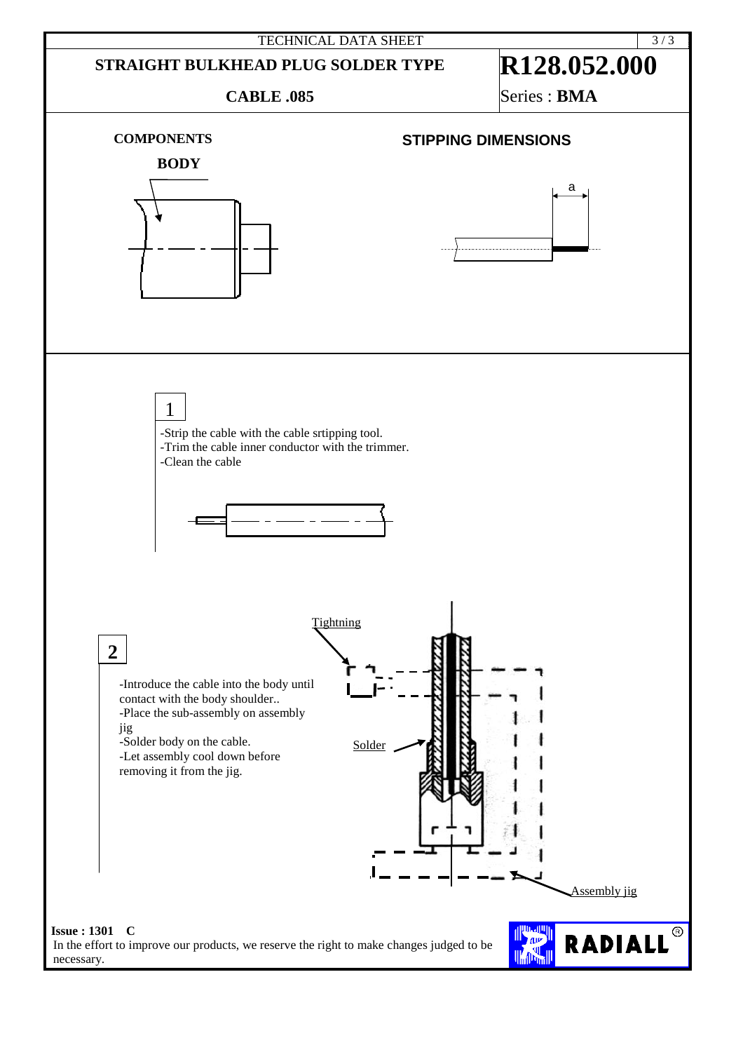TECHNICAL DATA SHEET

# STRAIGHT BULKHEAD PLUG SOLDER TYPE

## CABLE .085

# R128.052.000

Series : **BMA**

**COMPONENTS**

**BODY**

**STIPPING DIMENSIONS**

a

**1**

-Strip the cable with the cable srtipping tool.
-Trim the cable inner conductor with the trimmer.
-Clean the cable

**2**

-Introduce the cable into the body until contact with the body shoulder..
-Place the sub-assembly on assembly jig
-Solder body on the cable.
-Let assembly cool down before removing it from the jig.

Tightning

Solder

Assembly jig

**Issue : 1301 C**
In the effort to improve our products, we reserve the right to make changes judged to be necessary.

RADIALL®